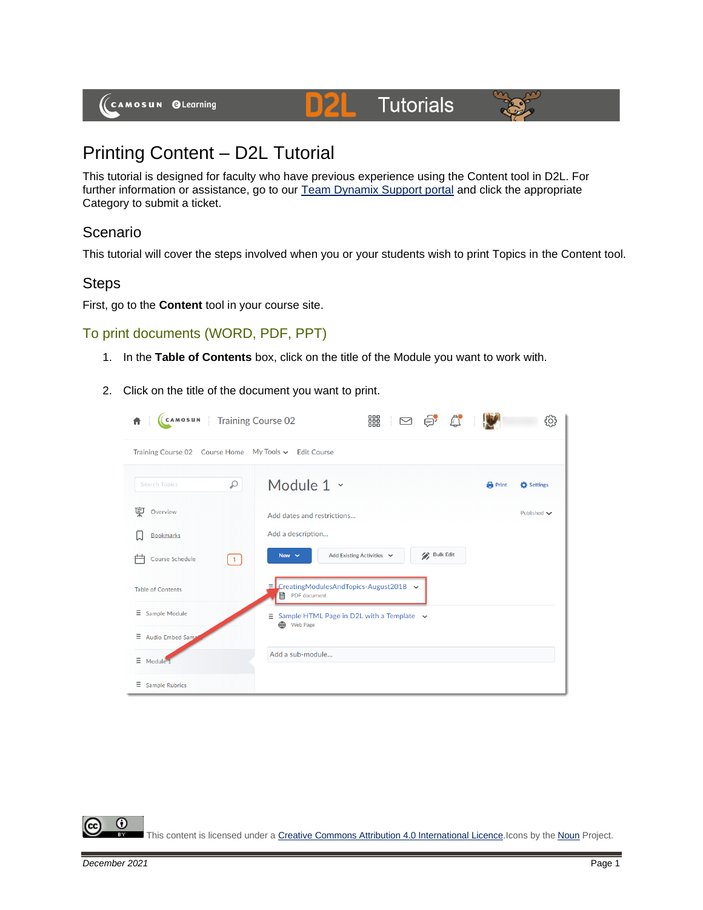# Printing Content – D2L Tutorial

This tutorial is designed for faculty who have previous experience using the Content tool in D2L. For further information or assistance, go to our Team Dynamix Support portal and click the appropriate Category to submit a ticket.

## Scenario

This tutorial will cover the steps involved when you or your students wish to print Topics in the Content tool.

## Steps

First, go to the **Content** tool in your course site.

### To print documents (WORD, PDF, PPT)

1. In the **Table of Contents** box, click on the title of the Module you want to work with.
2. Click on the title of the document you want to print.

This content is licensed under a Creative Commons Attribution 4.0 International Licence. Icons by the Noun Project.

*December 2021*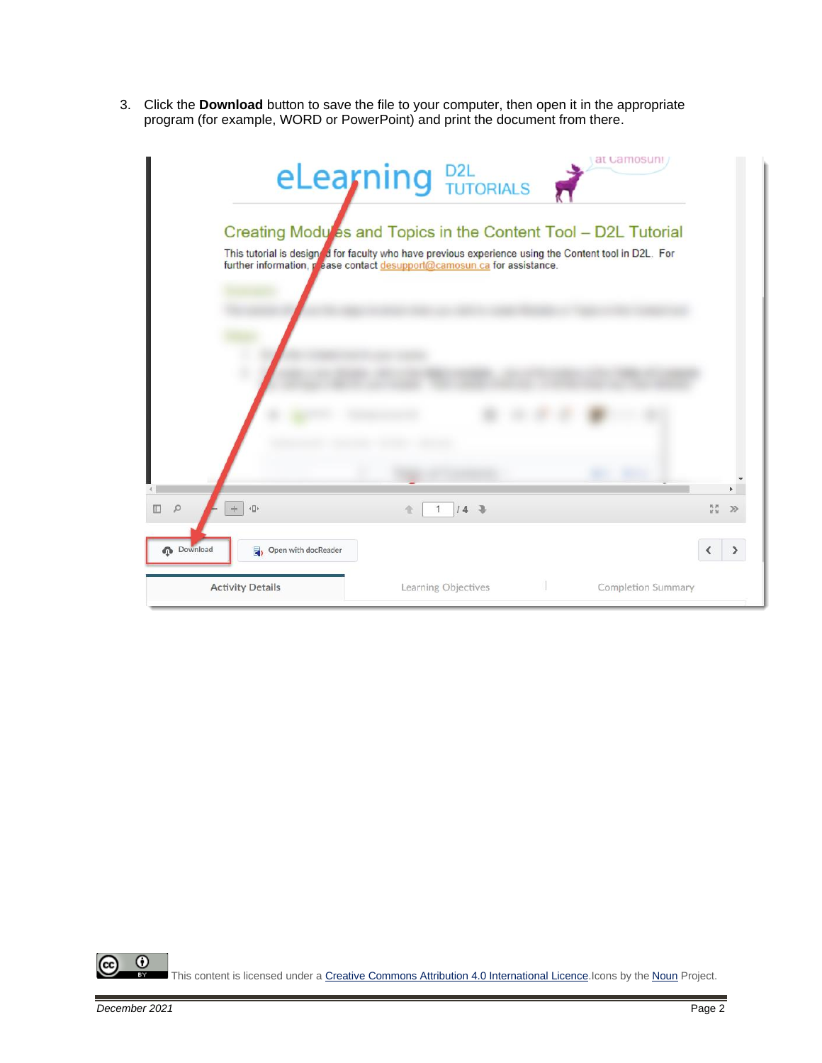3. Click the **Download** button to save the file to your computer, then open it in the appropriate program (for example, WORD or PowerPoint) and print the document from there.

This content is licensed under a Creative Commons Attribution 4.0 International Licence.Icons by the Noun Project.

*December 2021*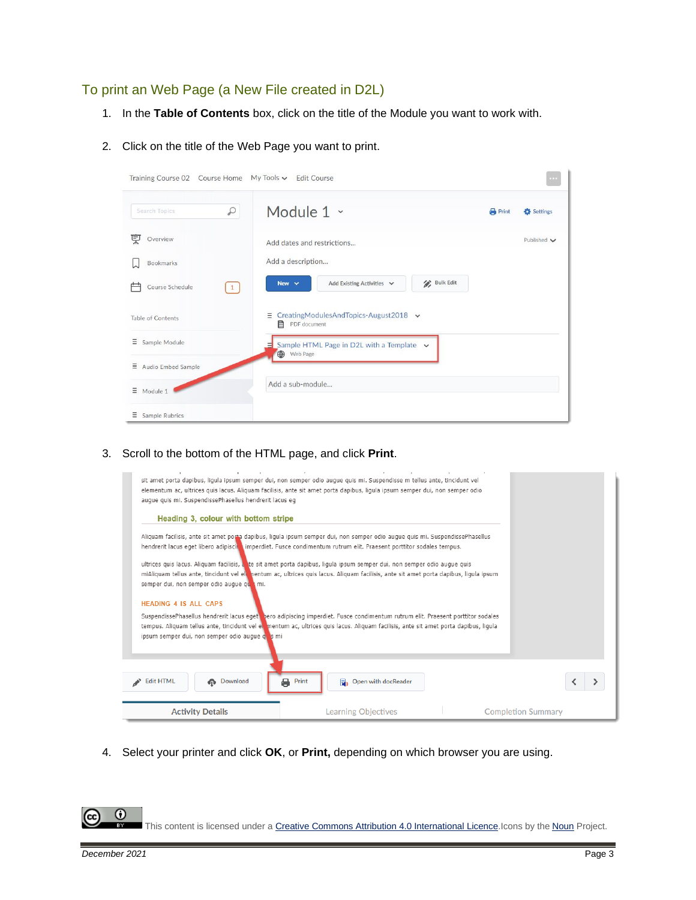## To print an Web Page (a New File created in D2L)

1. In the **Table of Contents** box, click on the title of the Module you want to work with.
2. Click on the title of the Web Page you want to print.
3. Scroll to the bottom of the HTML page, and click **Print**.
4. Select your printer and click **OK**, or **Print,** depending on which browser you are using.

This content is licensed under a Creative Commons Attribution 4.0 International Licence.Icons by the Noun Project.

December 2021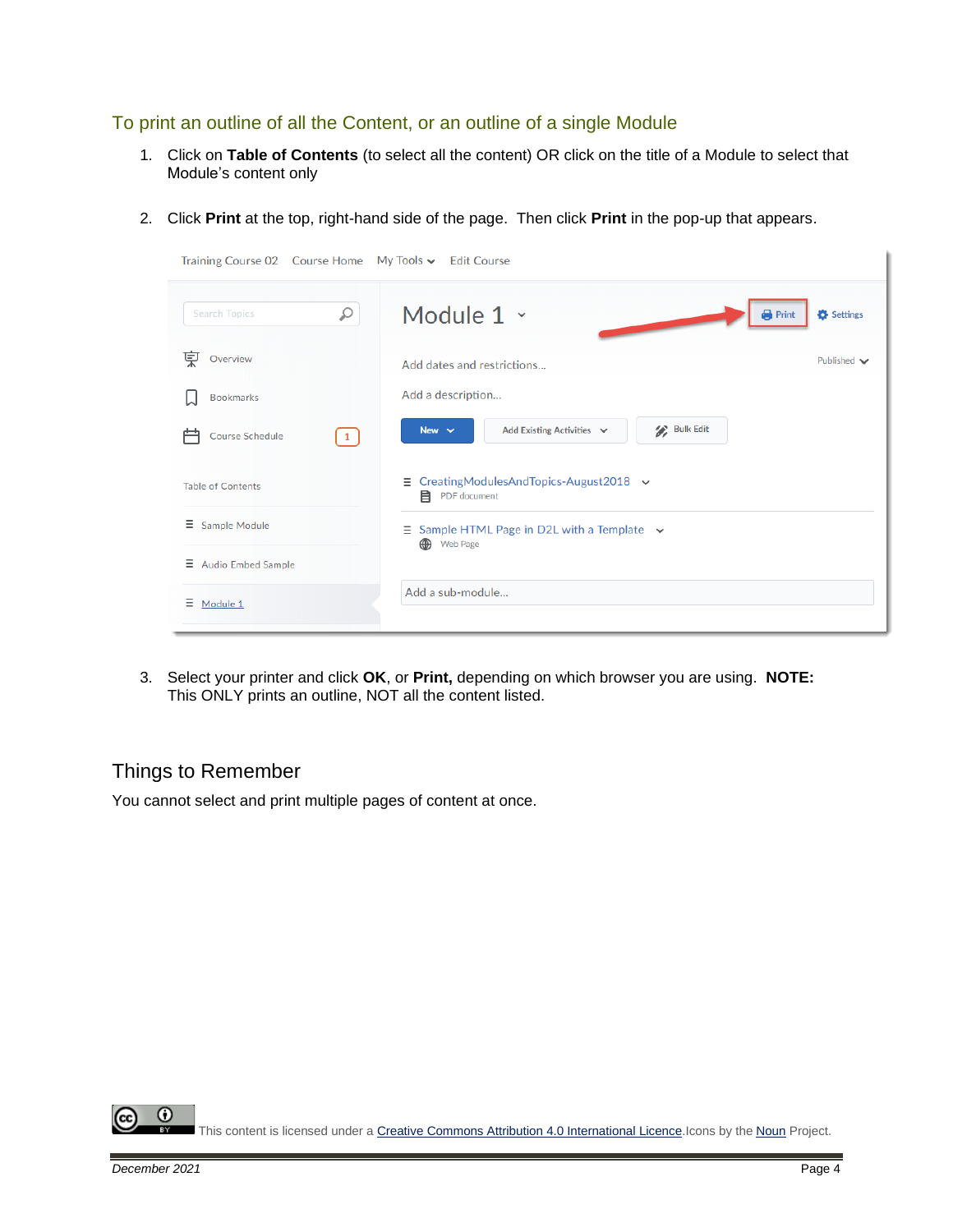## To print an outline of all the Content, or an outline of a single Module

1. Click on **Table of Contents** (to select all the content) OR click on the title of a Module to select that Module's content only

2. Click **Print** at the top, right-hand side of the page. Then click **Print** in the pop-up that appears.

3. Select your printer and click **OK**, or **Print,** depending on which browser you are using. **NOTE:** This ONLY prints an outline, NOT all the content listed.

## Things to Remember

You cannot select and print multiple pages of content at once.

This content is licensed under a Creative Commons Attribution 4.0 International Licence. Icons by the Noun Project.

*December 2021*